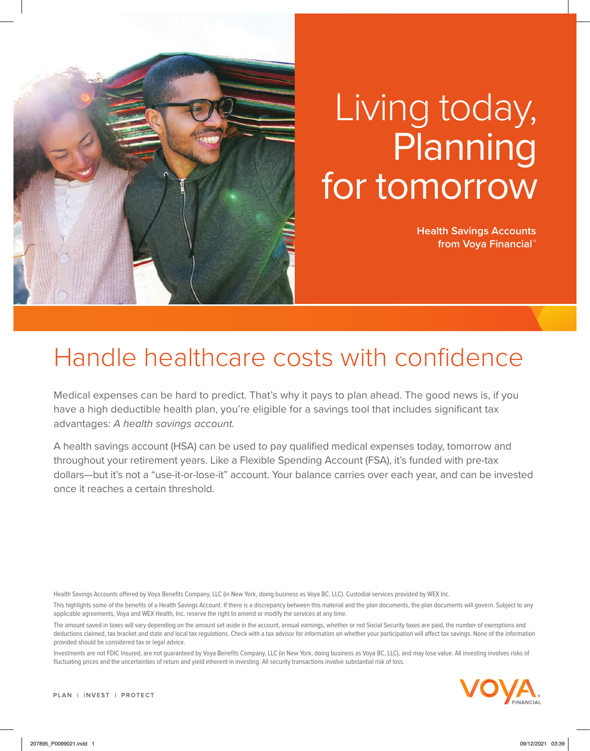# Living today, Planning for tomorrow

**Health Savings Accounts from Voya Financial®**

## Handle healthcare costs with confidence

Medical expenses can be hard to predict. That's why it pays to plan ahead. The good news is, if you have a high deductible health plan, you're eligible for a savings tool that includes significant tax advantages: *A health savings account.*

A health savings account (HSA) can be used to pay qualified medical expenses today, tomorrow and throughout your retirement years. Like a Flexible Spending Account (FSA), it's funded with pre-tax dollars—but it's not a "use-it-or-lose-it" account. Your balance carries over each year, and can be invested once it reaches a certain threshold.

Health Savings Accounts offered by Voya Benefits Company, LLC (in New York, doing business as Voya BC, LLC). Custodial services provided by WEX Inc.

This highlights some of the benefits of a Health Savings Account. If there is a discrepancy between this material and the plan documents, the plan documents will govern. Subject to any applicable agreements, Voya and WEX Health, Inc. reserve the right to amend or modify the services at any time.

The amount saved in taxes will vary depending on the amount set aside in the account, annual earnings, whether or not Social Security taxes are paid, the number of exemptions and deductions claimed, tax bracket and state and local tax regulations. Check with a tax advisor for information on whether your participation will affect tax savings. None of the information provided should be considered tax or legal advice.

Investments are not FDIC Insured, are not guaranteed by Voya Benefits Company, LLC (in New York, doing business as Voya BC, LLC), and may lose value. All investing involves risks of fluctuating prices and the uncertainties of return and yield inherent in investing. All security transactions involve substantial risk of loss.

PLAN | INVEST | PROTECT

VOYA FINANCIAL®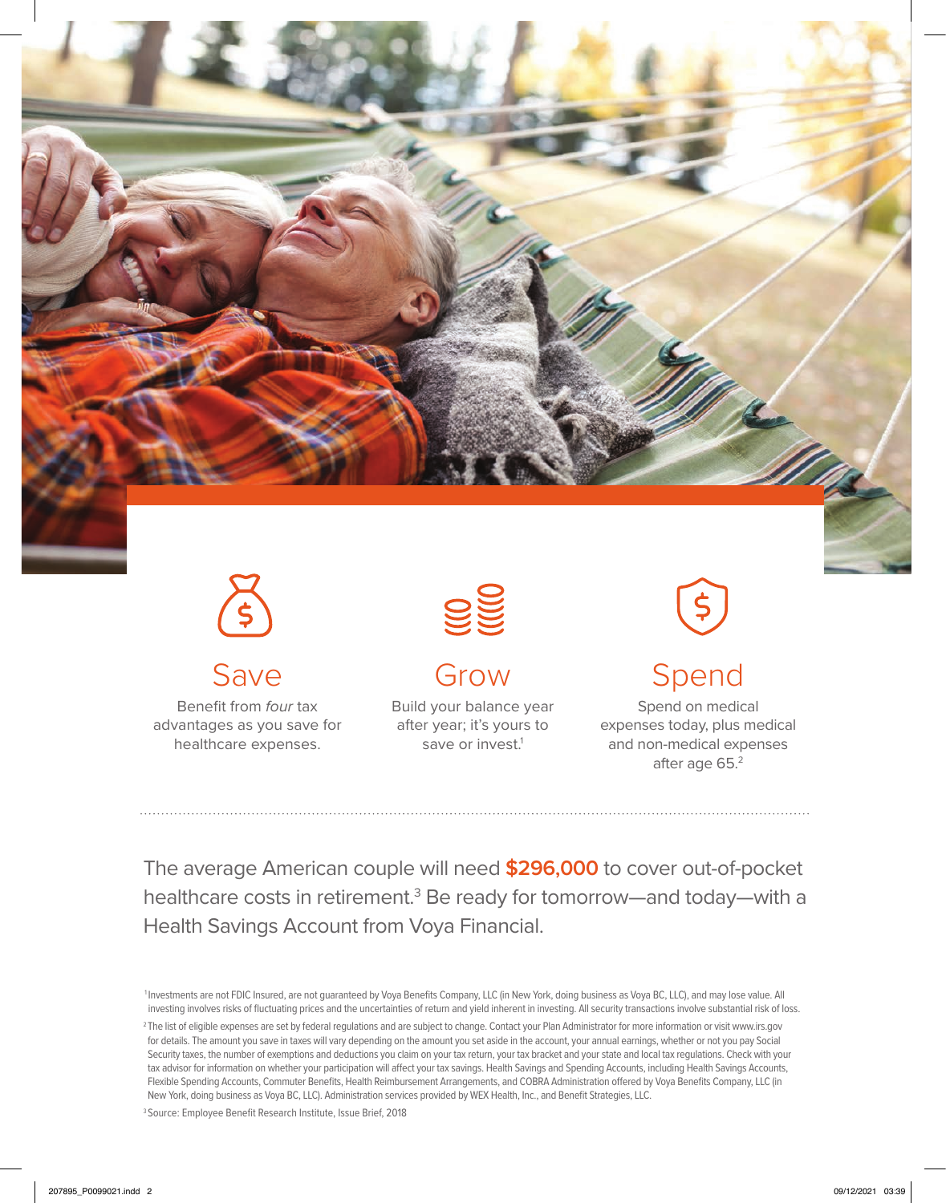## Save

Benefit from *four* tax advantages as you save for healthcare expenses.

## Grow

Build your balance year after year; it's yours to save or invest.[1]

## Spend

Spend on medical expenses today, plus medical and non-medical expenses after age 65.[2]

The average American couple will need **$296,000** to cover out-of-pocket healthcare costs in retirement.[3] Be ready for tomorrow—and today—with a Health Savings Account from Voya Financial.

[1] Investments are not FDIC Insured, are not guaranteed by Voya Benefits Company, LLC (in New York, doing business as Voya BC, LLC), and may lose value. All investing involves risks of fluctuating prices and the uncertainties of return and yield inherent in investing. All security transactions involve substantial risk of loss.

[2] The list of eligible expenses are set by federal regulations and are subject to change. Contact your Plan Administrator for more information or visit www.irs.gov for details. The amount you save in taxes will vary depending on the amount you set aside in the account, your annual earnings, whether or not you pay Social Security taxes, the number of exemptions and deductions you claim on your tax return, your tax bracket and your state and local tax regulations. Check with your tax advisor for information on whether your participation will affect your tax savings. Health Savings and Spending Accounts, including Health Savings Accounts, Flexible Spending Accounts, Commuter Benefits, Health Reimbursement Arrangements, and COBRA Administration offered by Voya Benefits Company, LLC (in New York, doing business as Voya BC, LLC). Administration services provided by WEX Health, Inc., and Benefit Strategies, LLC.

[3] Source: Employee Benefit Research Institute, Issue Brief, 2018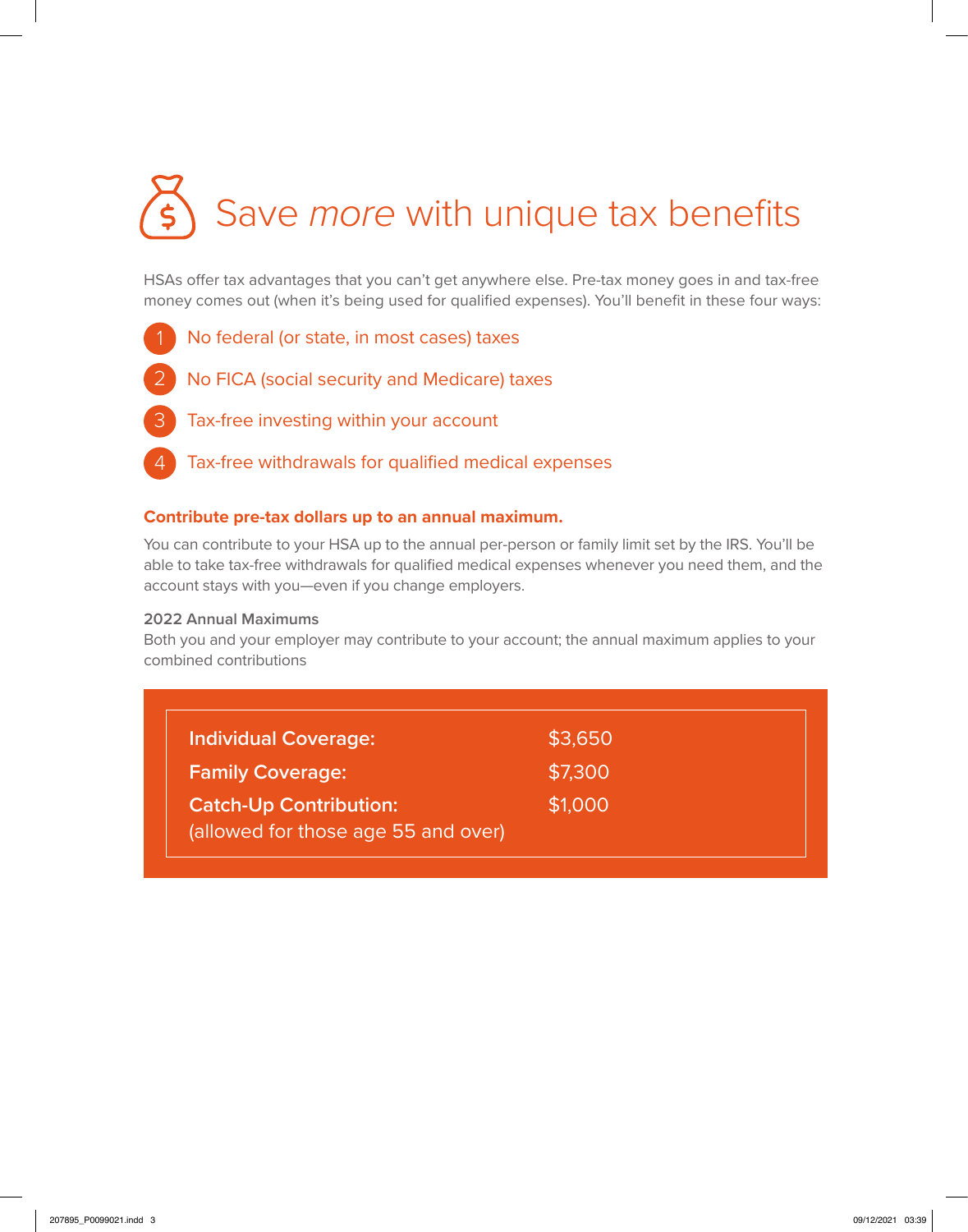# Save *more* with unique tax benefits

HSAs offer tax advantages that you can't get anywhere else. Pre-tax money goes in and tax-free money comes out (when it's being used for qualified expenses). You'll benefit in these four ways:

1. No federal (or state, in most cases) taxes
2. No FICA (social security and Medicare) taxes
3. Tax-free investing within your account
4. Tax-free withdrawals for qualified medical expenses

**Contribute pre-tax dollars up to an annual maximum.**

You can contribute to your HSA up to the annual per-person or family limit set by the IRS. You'll be able to take tax-free withdrawals for qualified medical expenses whenever you need them, and the account stays with you—even if you change employers.

**2022 Annual Maximums**

Both you and your employer may contribute to your account; the annual maximum applies to your combined contributions

| | |
|---|---|
| **Individual Coverage:** | $3,650 |
| **Family Coverage:** | $7,300 |
| **Catch-Up Contribution:** (allowed for those age 55 and over) | $1,000 |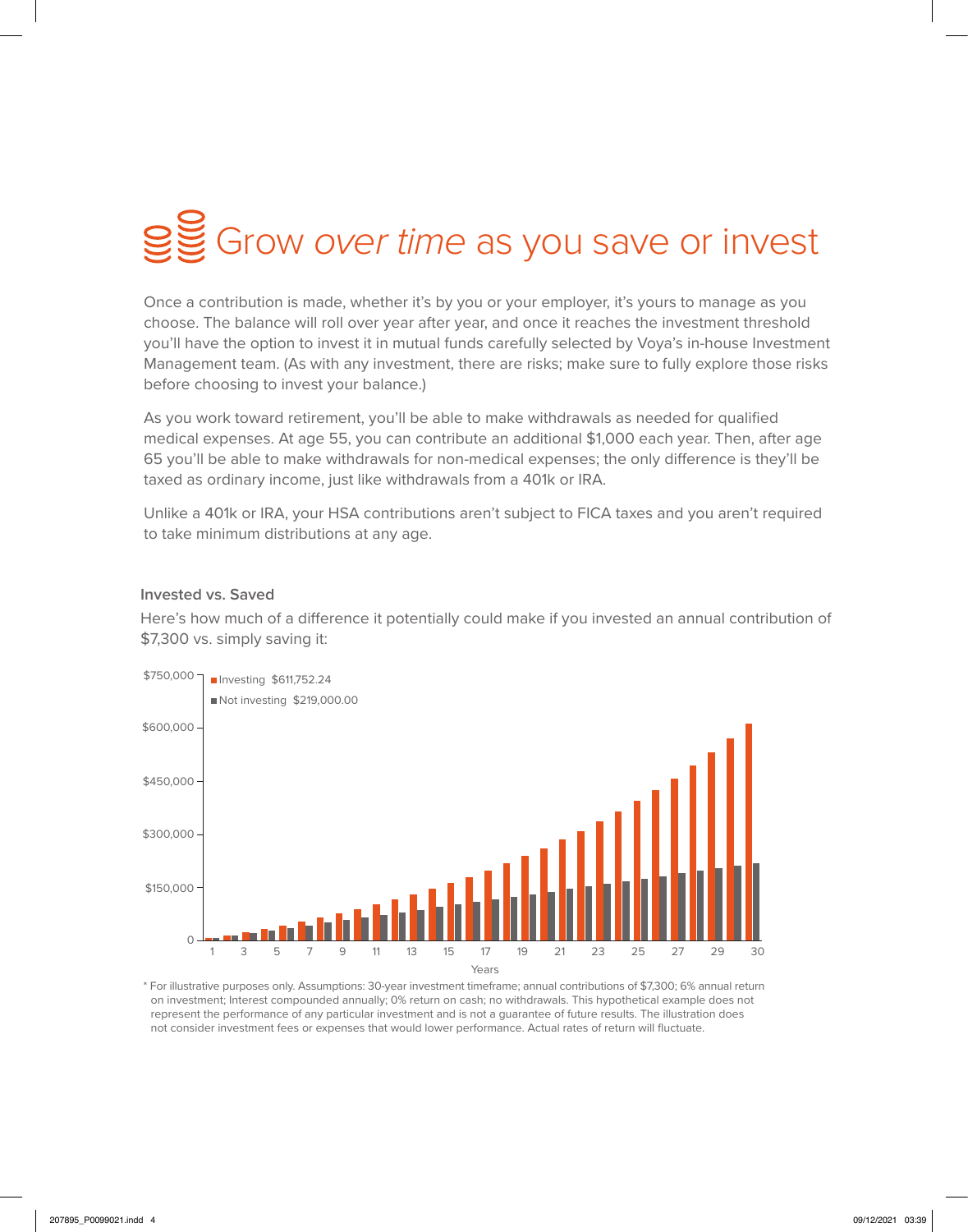# Grow *over time* as you save or invest

Once a contribution is made, whether it's by you or your employer, it's yours to manage as you choose. The balance will roll over year after year, and once it reaches the investment threshold you'll have the option to invest it in mutual funds carefully selected by Voya's in-house Investment Management team. (As with any investment, there are risks; make sure to fully explore those risks before choosing to invest your balance.)

As you work toward retirement, you'll be able to make withdrawals as needed for qualified medical expenses. At age 55, you can contribute an additional $1,000 each year. Then, after age 65 you'll be able to make withdrawals for non-medical expenses; the only difference is they'll be taxed as ordinary income, just like withdrawals from a 401k or IRA.

Unlike a 401k or IRA, your HSA contributions aren't subject to FICA taxes and you aren't required to take minimum distributions at any age.

### Invested vs. Saved

Here's how much of a difference it potentially could make if you invested an annual contribution of $7,300 vs. simply saving it:

- Investing $611,752.24
- Not investing $219,000.00

\* For illustrative purposes only. Assumptions: 30-year investment timeframe; annual contributions of $7,300; 6% annual return on investment; Interest compounded annually; 0% return on cash; no withdrawals. This hypothetical example does not represent the performance of any particular investment and is not a guarantee of future results. The illustration does not consider investment fees or expenses that would lower performance. Actual rates of return will fluctuate.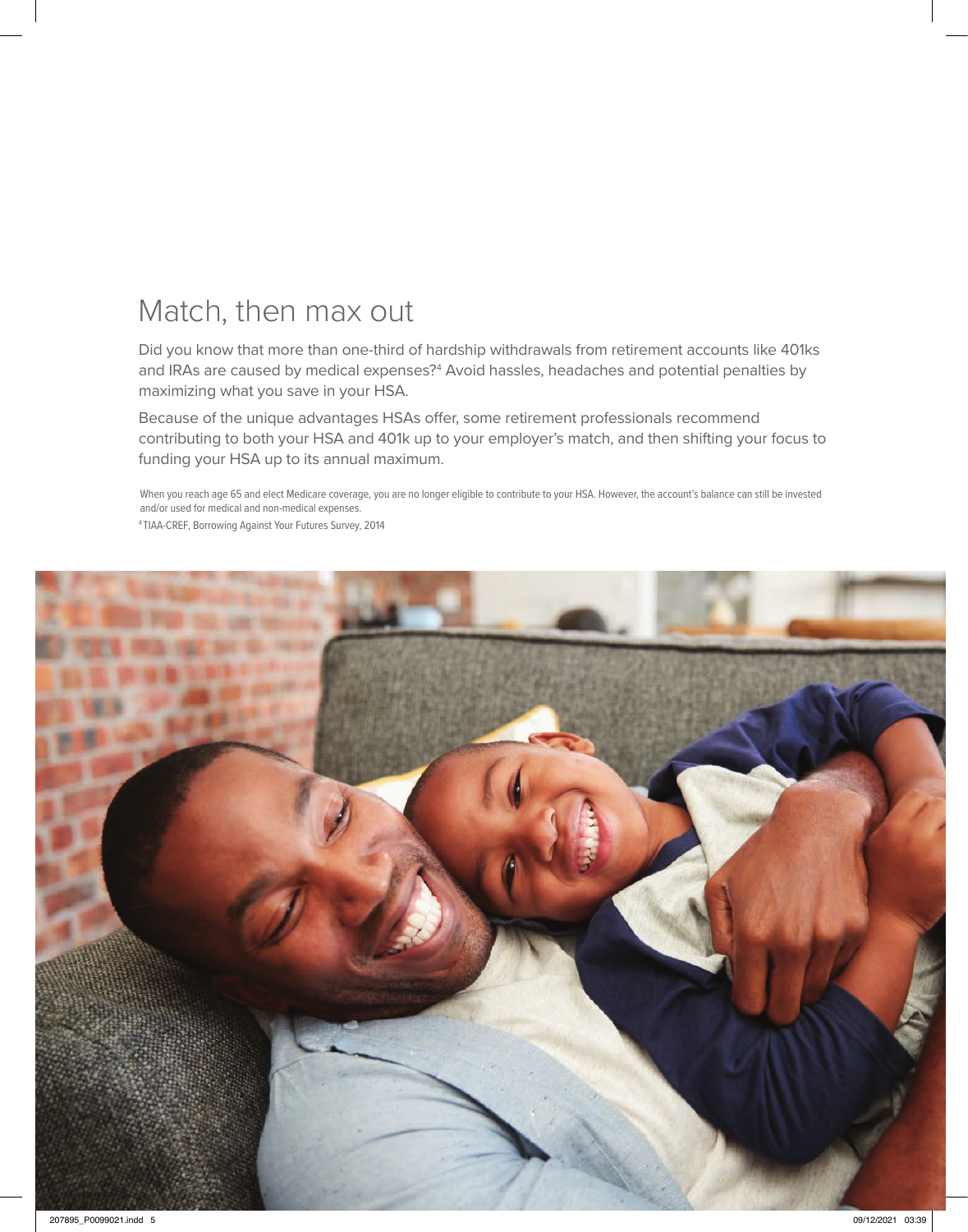# Match, then max out

Did you know that more than one-third of hardship withdrawals from retirement accounts like 401ks and IRAs are caused by medical expenses?[4] Avoid hassles, headaches and potential penalties by maximizing what you save in your HSA.

Because of the unique advantages HSAs offer, some retirement professionals recommend contributing to both your HSA and 401k up to your employer's match, and then shifting your focus to funding your HSA up to its annual maximum.

When you reach age 65 and elect Medicare coverage, you are no longer eligible to contribute to your HSA. However, the account's balance can still be invested and/or used for medical and non-medical expenses.

[4] TIAA-CREF, Borrowing Against Your Futures Survey, 2014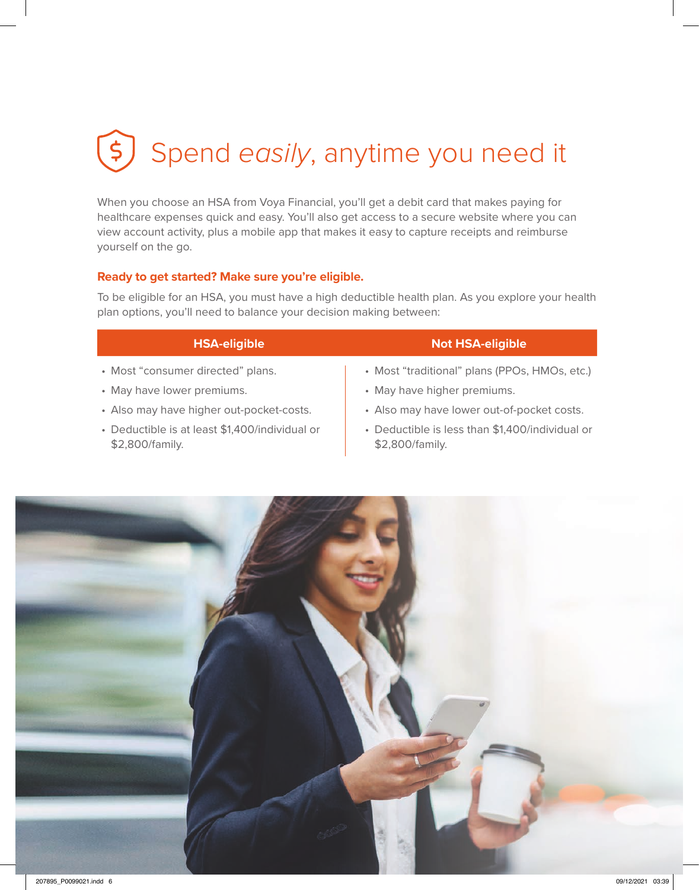# Spend *easily*, anytime you need it

When you choose an HSA from Voya Financial, you'll get a debit card that makes paying for healthcare expenses quick and easy. You'll also get access to a secure website where you can view account activity, plus a mobile app that makes it easy to capture receipts and reimburse yourself on the go.

**Ready to get started? Make sure you're eligible.**

To be eligible for an HSA, you must have a high deductible health plan. As you explore your health plan options, you'll need to balance your decision making between:

| HSA-eligible | Not HSA-eligible |
| --- | --- |
| • Most "consumer directed" plans. | • Most "traditional" plans (PPOs, HMOs, etc.) |
| • May have lower premiums. | • May have higher premiums. |
| • Also may have higher out-pocket-costs. | • Also may have lower out-of-pocket costs. |
| • Deductible is at least $1,400/individual or $2,800/family. | • Deductible is less than $1,400/individual or $2,800/family. |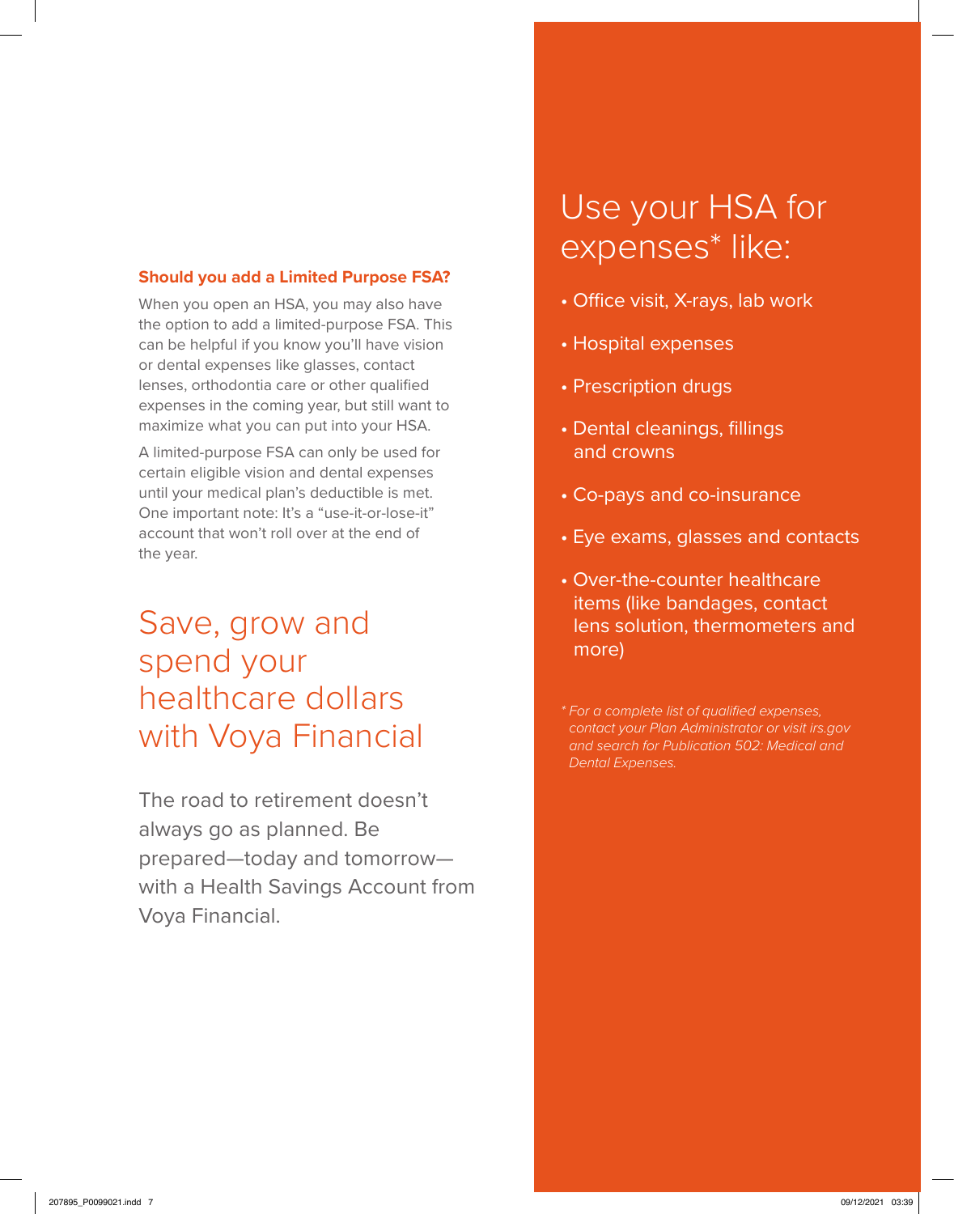### Should you add a Limited Purpose FSA?

When you open an HSA, you may also have the option to add a limited-purpose FSA. This can be helpful if you know you'll have vision or dental expenses like glasses, contact lenses, orthodontia care or other qualified expenses in the coming year, but still want to maximize what you can put into your HSA.

A limited-purpose FSA can only be used for certain eligible vision and dental expenses until your medical plan's deductible is met. One important note: It's a "use-it-or-lose-it" account that won't roll over at the end of the year.

# Save, grow and spend your healthcare dollars with Voya Financial

The road to retirement doesn't always go as planned. Be prepared—today and tomorrow—with a Health Savings Account from Voya Financial.

# Use your HSA for expenses* like:

- Office visit, X-rays, lab work
- Hospital expenses
- Prescription drugs
- Dental cleanings, fillings and crowns
- Co-pays and co-insurance
- Eye exams, glasses and contacts
- Over-the-counter healthcare items (like bandages, contact lens solution, thermometers and more)

*\* For a complete list of qualified expenses, contact your Plan Administrator or visit irs.gov and search for Publication 502: Medical and Dental Expenses.*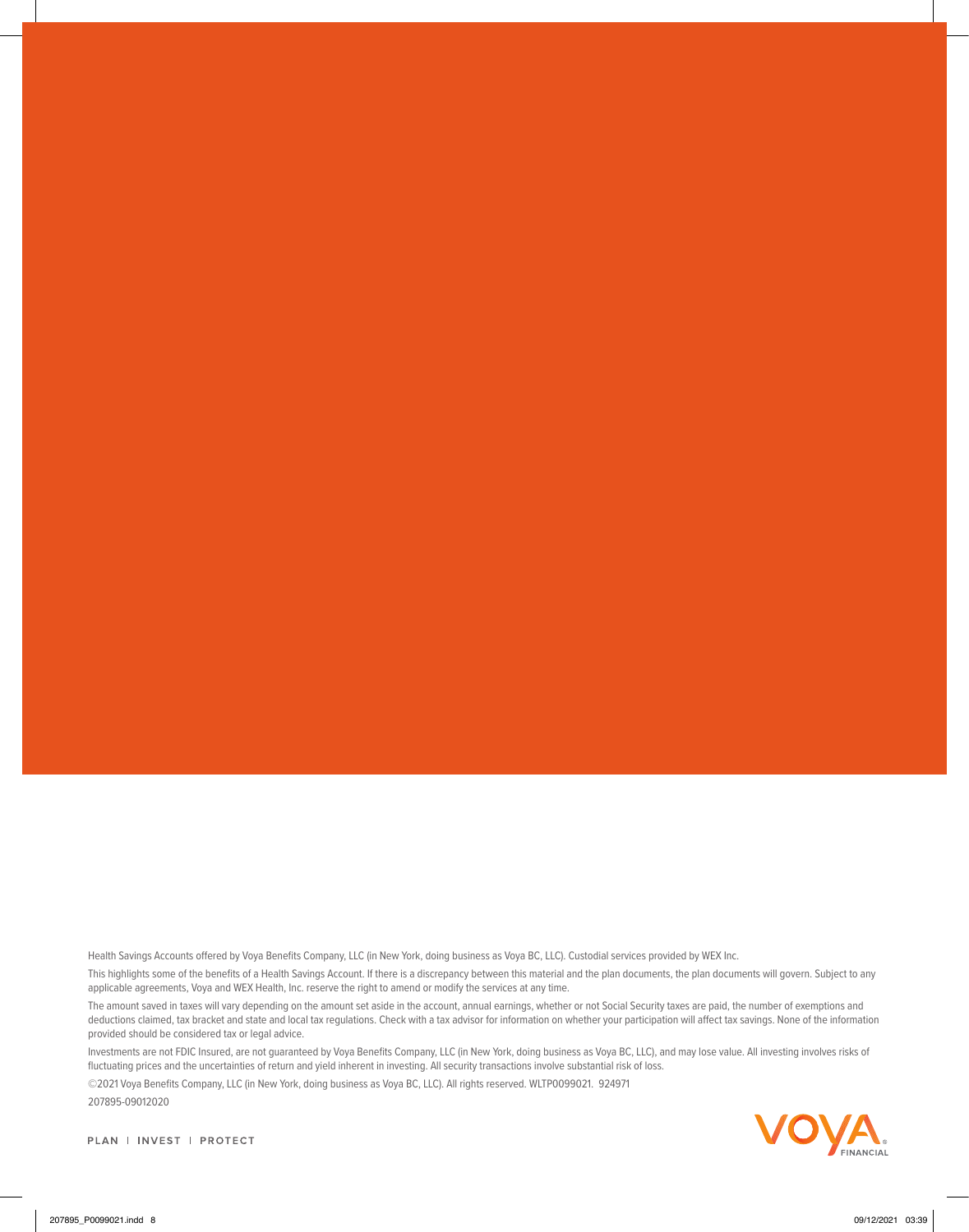Health Savings Accounts offered by Voya Benefits Company, LLC (in New York, doing business as Voya BC, LLC). Custodial services provided by WEX Inc.

This highlights some of the benefits of a Health Savings Account. If there is a discrepancy between this material and the plan documents, the plan documents will govern. Subject to any applicable agreements, Voya and WEX Health, Inc. reserve the right to amend or modify the services at any time.

The amount saved in taxes will vary depending on the amount set aside in the account, annual earnings, whether or not Social Security taxes are paid, the number of exemptions and deductions claimed, tax bracket and state and local tax regulations. Check with a tax advisor for information on whether your participation will affect tax savings. None of the information provided should be considered tax or legal advice.

Investments are not FDIC Insured, are not guaranteed by Voya Benefits Company, LLC (in New York, doing business as Voya BC, LLC), and may lose value. All investing involves risks of fluctuating prices and the uncertainties of return and yield inherent in investing. All security transactions involve substantial risk of loss.

©2021 Voya Benefits Company, LLC (in New York, doing business as Voya BC, LLC). All rights reserved. WLTP0099021. 924971

207895-09012020

PLAN | INVEST | PROTECT

VOYA FINANCIAL